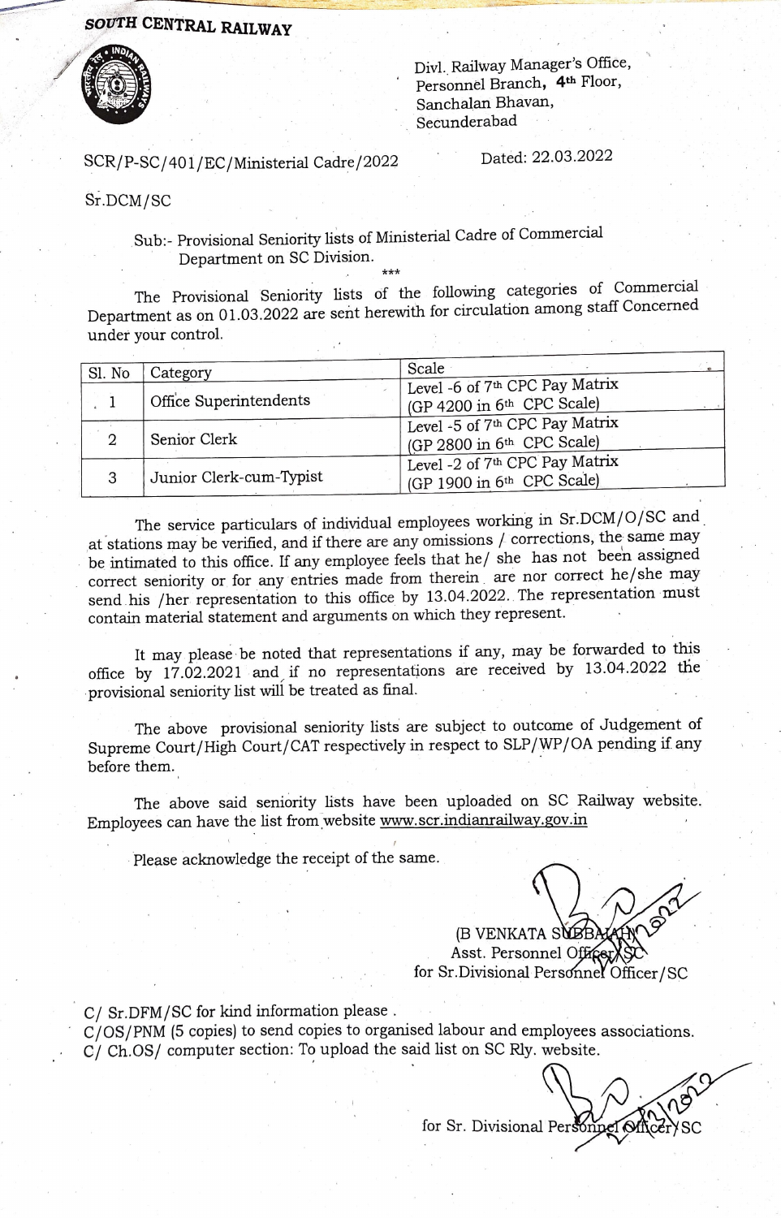**SOUTH CENTRAL RAILWAY**

Divl. Railway Manager's Office,
Personnel Branch, 4th Floor,
Sanchalan Bhavan,
Secunderabad

SCR/P-SC/401/EC/Ministerial Cadre/2022

Dated: 22.03.2022

Sr.DCM/SC

Sub:- Provisional Seniority lists of Ministerial Cadre of Commercial Department on SC Division.

\*\*\*

The Provisional Seniority lists of the following categories of Commercial Department as on 01.03.2022 are sent herewith for circulation among staff Concerned under your control.

| Sl. No | Category | Scale |
|---|---|---|
| 1 | Office Superintendents | Level -6 of 7th CPC Pay Matrix (GP 4200 in 6th CPC Scale) |
| 2 | Senior Clerk | Level -5 of 7th CPC Pay Matrix (GP 2800 in 6th CPC Scale) |
| 3 | Junior Clerk-cum-Typist | Level -2 of 7th CPC Pay Matrix (GP 1900 in 6th CPC Scale) |

The service particulars of individual employees working in Sr.DCM/O/SC and at stations may be verified, and if there are any omissions / corrections, the same may be intimated to this office. If any employee feels that he/ she has not been assigned correct seniority or for any entries made from therein are nor correct he/she may send his /her representation to this office by 13.04.2022. The representation must contain material statement and arguments on which they represent.

It may please be noted that representations if any, may be forwarded to this office by 17.02.2021 and if no representations are received by 13.04.2022 the provisional seniority list will be treated as final.

The above provisional seniority lists are subject to outcome of Judgement of Supreme Court/High Court/CAT respectively in respect to SLP/WP/OA pending if any before them.

The above said seniority lists have been uploaded on SC Railway website. Employees can have the list from website www.scr.indianrailway.gov.in

Please acknowledge the receipt of the same.

(B VENKATA SUBBAIAH)
Asst. Personnel Officer/SC
for Sr.Divisional Personnel Officer/SC

C/ Sr.DFM/SC for kind information please .
C/OS/PNM (5 copies) to send copies to organised labour and employees associations.
C/ Ch.OS/ computer section: To upload the said list on SC Rly. website.

for Sr. Divisional Personnel Officer/SC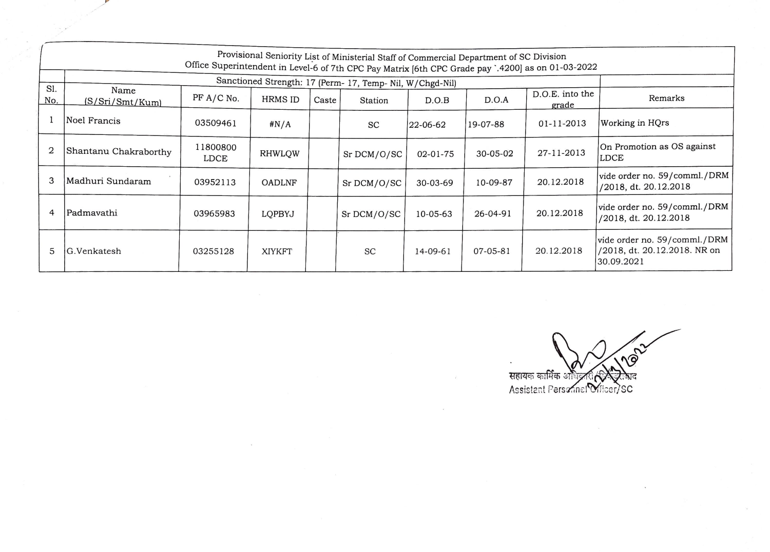Provisional Seniority List of Ministerial Staff of Commercial Department of SC Division

Office Superintendent in Level-6 of 7th CPC Pay Matrix [6th CPC Grade pay `.4200] as on 01-03-2022

Sanctioned Strength: 17 (Perm- 17, Temp- Nil, W/Chgd-Nil)

| Sl. No. | Name (S/Sri/Smt/Kum) | PF A/C No. | HRMS ID | Caste | Station | D.O.B | D.O.A | D.O.E. into the grade | Remarks |
|---|---|---|---|---|---|---|---|---|---|
| 1 | Noel Francis | 03509461 | #N/A | | SC | 22-06-62 | 19-07-88 | 01-11-2013 | Working in HQrs |
| 2 | Shantanu Chakraborthy | 11800800 LDCE | RHWLQW | | Sr DCM/O/SC | 02-01-75 | 30-05-02 | 27-11-2013 | On Promotion as OS against LDCE |
| 3 | Madhuri Sundaram | 03952113 | OADLNF | | Sr DCM/O/SC | 30-03-69 | 10-09-87 | 20.12.2018 | vide order no. 59/comml./DRM /2018, dt. 20.12.2018 |
| 4 | Padmavathi | 03965983 | LQPBYJ | | Sr DCM/O/SC | 10-05-63 | 26-04-91 | 20.12.2018 | vide order no. 59/comml./DRM /2018, dt. 20.12.2018 |
| 5 | G.Venkatesh | 03255128 | XIYKFT | | SC | 14-09-61 | 07-05-81 | 20.12.2018 | vide order no. 59/comml./DRM /2018, dt. 20.12.2018. NR on 30.09.2021 |

सहायक कार्मिक अधिकारी/सिकंदराबाद

Assistant Personnel Officer/SC